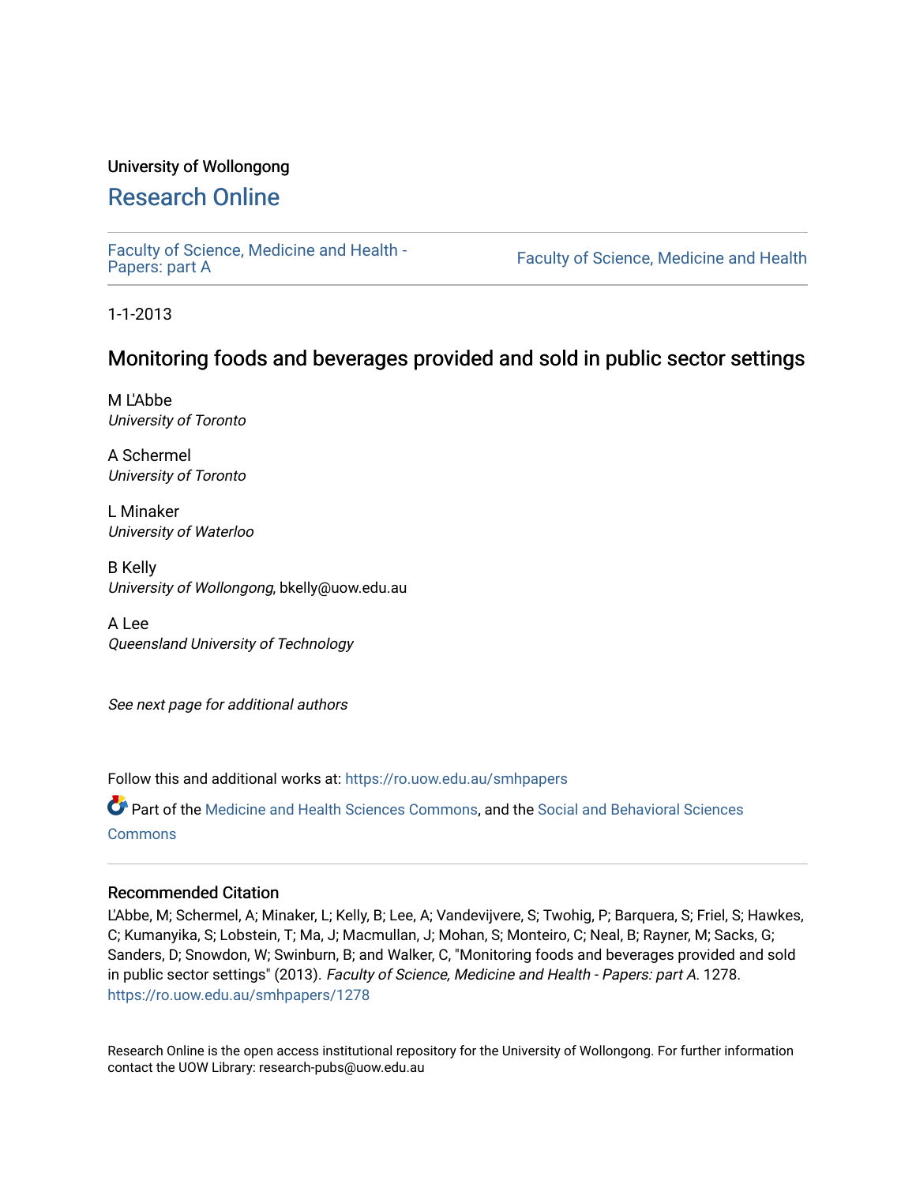University of Wollongong

# Research Online

Faculty of Science, Medicine and Health - Papers: part A

Faculty of Science, Medicine and Health

1-1-2013

## Monitoring foods and beverages provided and sold in public sector settings

M L'Abbe
*University of Toronto*

A Schermel
*University of Toronto*

L Minaker
*University of Waterloo*

B Kelly
*University of Wollongong*, bkelly@uow.edu.au

A Lee
*Queensland University of Technology*

*See next page for additional authors*

Follow this and additional works at: https://ro.uow.edu.au/smhpapers

Part of the Medicine and Health Sciences Commons, and the Social and Behavioral Sciences Commons

### Recommended Citation

L'Abbe, M; Schermel, A; Minaker, L; Kelly, B; Lee, A; Vandevijvere, S; Twohig, P; Barquera, S; Friel, S; Hawkes, C; Kumanyika, S; Lobstein, T; Ma, J; Macmullan, J; Mohan, S; Monteiro, C; Neal, B; Rayner, M; Sacks, G; Sanders, D; Snowdon, W; Swinburn, B; and Walker, C, "Monitoring foods and beverages provided and sold in public sector settings" (2013). *Faculty of Science, Medicine and Health - Papers: part A*. 1278.
https://ro.uow.edu.au/smhpapers/1278

Research Online is the open access institutional repository for the University of Wollongong. For further information contact the UOW Library: research-pubs@uow.edu.au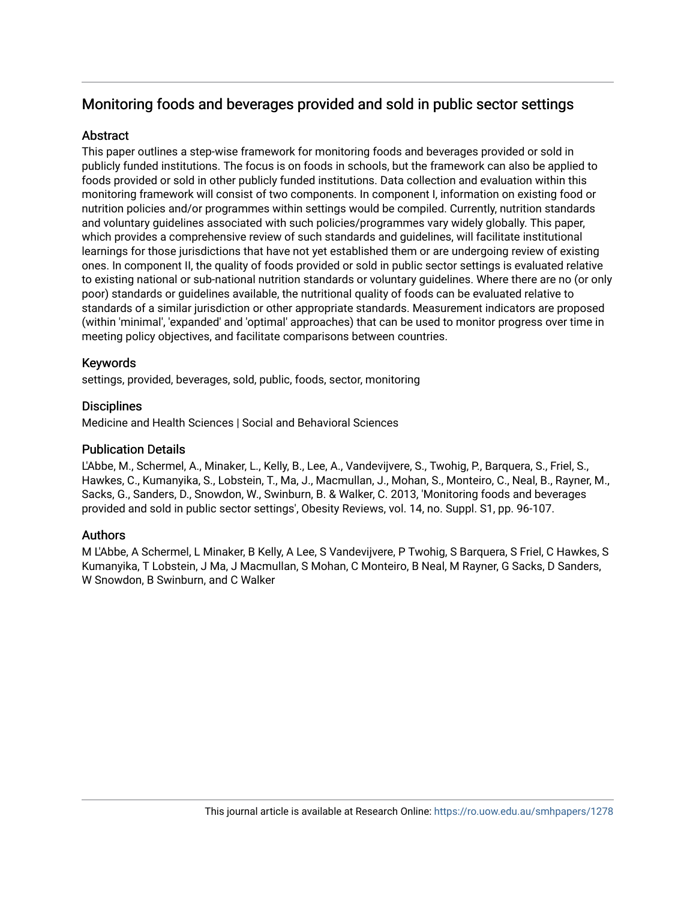# Monitoring foods and beverages provided and sold in public sector settings

## Abstract

This paper outlines a step-wise framework for monitoring foods and beverages provided or sold in publicly funded institutions. The focus is on foods in schools, but the framework can also be applied to foods provided or sold in other publicly funded institutions. Data collection and evaluation within this monitoring framework will consist of two components. In component I, information on existing food or nutrition policies and/or programmes within settings would be compiled. Currently, nutrition standards and voluntary guidelines associated with such policies/programmes vary widely globally. This paper, which provides a comprehensive review of such standards and guidelines, will facilitate institutional learnings for those jurisdictions that have not yet established them or are undergoing review of existing ones. In component II, the quality of foods provided or sold in public sector settings is evaluated relative to existing national or sub-national nutrition standards or voluntary guidelines. Where there are no (or only poor) standards or guidelines available, the nutritional quality of foods can be evaluated relative to standards of a similar jurisdiction or other appropriate standards. Measurement indicators are proposed (within 'minimal', 'expanded' and 'optimal' approaches) that can be used to monitor progress over time in meeting policy objectives, and facilitate comparisons between countries.

## Keywords

settings, provided, beverages, sold, public, foods, sector, monitoring

## Disciplines

Medicine and Health Sciences | Social and Behavioral Sciences

## Publication Details

L'Abbe, M., Schermel, A., Minaker, L., Kelly, B., Lee, A., Vandevijvere, S., Twohig, P., Barquera, S., Friel, S., Hawkes, C., Kumanyika, S., Lobstein, T., Ma, J., Macmullan, J., Mohan, S., Monteiro, C., Neal, B., Rayner, M., Sacks, G., Sanders, D., Snowdon, W., Swinburn, B. & Walker, C. 2013, 'Monitoring foods and beverages provided and sold in public sector settings', Obesity Reviews, vol. 14, no. Suppl. S1, pp. 96-107.

## Authors

M L'Abbe, A Schermel, L Minaker, B Kelly, A Lee, S Vandevijvere, P Twohig, S Barquera, S Friel, C Hawkes, S Kumanyika, T Lobstein, J Ma, J Macmullan, S Mohan, C Monteiro, B Neal, M Rayner, G Sacks, D Sanders, W Snowdon, B Swinburn, and C Walker

This journal article is available at Research Online: https://ro.uow.edu.au/smhpapers/1278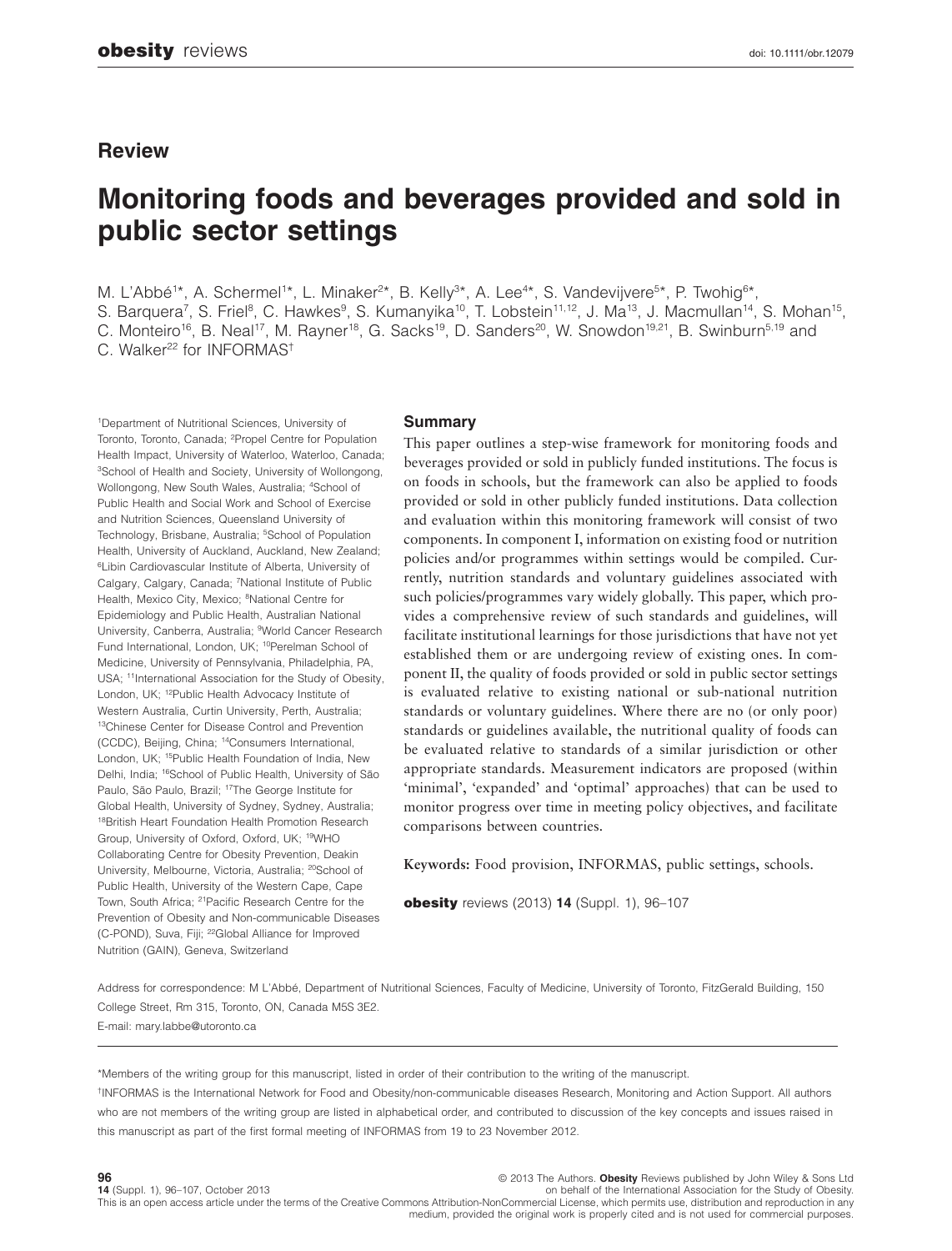## Review

# Monitoring foods and beverages provided and sold in public sector settings

M. L'Abbé[1*], A. Schermel[1*], L. Minaker[2*], B. Kelly[3*], A. Lee[4*], S. Vandevijvere[5*], P. Twohig[6*], S. Barquera[7], S. Friel[8], C. Hawkes[9], S. Kumanyika[10], T. Lobstein[11,12], J. Ma[13], J. Macmullan[14], S. Mohan[15], C. Monteiro[16], B. Neal[17], M. Rayner[18], G. Sacks[19], D. Sanders[20], W. Snowdon[19,21], B. Swinburn[5,19] and C. Walker[22] for INFORMAS[†]

[1]Department of Nutritional Sciences, University of Toronto, Toronto, Canada; [2]Propel Centre for Population Health Impact, University of Waterloo, Waterloo, Canada; [3]School of Health and Society, University of Wollongong, Wollongong, New South Wales, Australia; [4]School of Public Health and Social Work and School of Exercise and Nutrition Sciences, Queensland University of Technology, Brisbane, Australia; [5]School of Population Health, University of Auckland, Auckland, New Zealand; [6]Libin Cardiovascular Institute of Alberta, University of Calgary, Calgary, Canada; [7]National Institute of Public Health, Mexico City, Mexico; [8]National Centre for Epidemiology and Public Health, Australian National University, Canberra, Australia; [9]World Cancer Research Fund International, London, UK; [10]Perelman School of Medicine, University of Pennsylvania, Philadelphia, PA, USA; [11]International Association for the Study of Obesity, London, UK; [12]Public Health Advocacy Institute of Western Australia, Curtin University, Perth, Australia; [13]Chinese Center for Disease Control and Prevention (CCDC), Beijing, China; [14]Consumers International, London, UK; [15]Public Health Foundation of India, New Delhi, India; [16]School of Public Health, University of São Paulo, São Paulo, Brazil; [17]The George Institute for Global Health, University of Sydney, Sydney, Australia; [18]British Heart Foundation Health Promotion Research Group, University of Oxford, Oxford, UK; [19]WHO Collaborating Centre for Obesity Prevention, Deakin University, Melbourne, Victoria, Australia; [20]School of Public Health, University of the Western Cape, Cape Town, South Africa; [21]Pacific Research Centre for the Prevention of Obesity and Non-communicable Diseases (C-POND), Suva, Fiji; [22]Global Alliance for Improved Nutrition (GAIN), Geneva, Switzerland

### Summary

This paper outlines a step-wise framework for monitoring foods and beverages provided or sold in publicly funded institutions. The focus is on foods in schools, but the framework can also be applied to foods provided or sold in other publicly funded institutions. Data collection and evaluation within this monitoring framework will consist of two components. In component I, information on existing food or nutrition policies and/or programmes within settings would be compiled. Currently, nutrition standards and voluntary guidelines associated with such policies/programmes vary widely globally. This paper, which provides a comprehensive review of such standards and guidelines, will facilitate institutional learnings for those jurisdictions that have not yet established them or are undergoing review of existing ones. In component II, the quality of foods provided or sold in public sector settings is evaluated relative to existing national or sub-national nutrition standards or voluntary guidelines. Where there are no (or only poor) standards or guidelines available, the nutritional quality of foods can be evaluated relative to standards of a similar jurisdiction or other appropriate standards. Measurement indicators are proposed (within 'minimal', 'expanded' and 'optimal' approaches) that can be used to monitor progress over time in meeting policy objectives, and facilitate comparisons between countries.

**Keywords:** Food provision, INFORMAS, public settings, schools.

**obesity** reviews (2013) **14** (Suppl. 1), 96–107

Address for correspondence: M L'Abbé, Department of Nutritional Sciences, Faculty of Medicine, University of Toronto, FitzGerald Building, 150 College Street, Rm 315, Toronto, ON, Canada M5S 3E2.
E-mail: mary.labbe@utoronto.ca

*Members of the writing group for this manuscript, listed in order of their contribution to the writing of the manuscript.

†INFORMAS is the International Network for Food and Obesity/non-communicable diseases Research, Monitoring and Action Support. All authors who are not members of the writing group are listed in alphabetical order, and contributed to discussion of the key concepts and issues raised in this manuscript as part of the first formal meeting of INFORMAS from 19 to 23 November 2012.

© 2013 The Authors. **Obesity** Reviews published by John Wiley & Sons Ltd on behalf of the International Association for the Study of Obesity.
This is an open access article under the terms of the Creative Commons Attribution-NonCommercial License, which permits use, distribution and reproduction in any medium, provided the original work is properly cited and is not used for commercial purposes.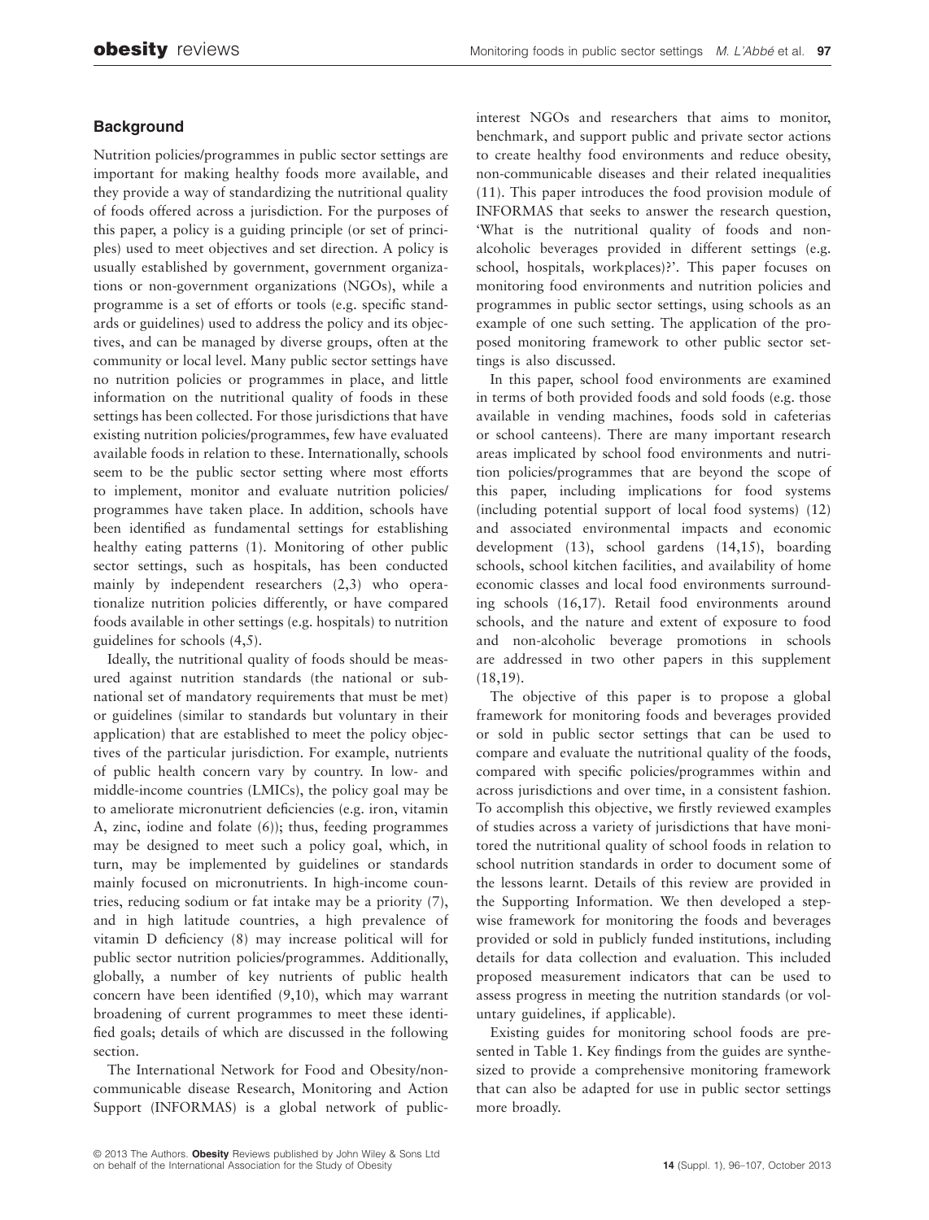## Background

Nutrition policies/programmes in public sector settings are important for making healthy foods more available, and they provide a way of standardizing the nutritional quality of foods offered across a jurisdiction. For the purposes of this paper, a policy is a guiding principle (or set of principles) used to meet objectives and set direction. A policy is usually established by government, government organizations or non-government organizations (NGOs), while a programme is a set of efforts or tools (e.g. specific standards or guidelines) used to address the policy and its objectives, and can be managed by diverse groups, often at the community or local level. Many public sector settings have no nutrition policies or programmes in place, and little information on the nutritional quality of foods in these settings has been collected. For those jurisdictions that have existing nutrition policies/programmes, few have evaluated available foods in relation to these. Internationally, schools seem to be the public sector setting where most efforts to implement, monitor and evaluate nutrition policies/programmes have taken place. In addition, schools have been identified as fundamental settings for establishing healthy eating patterns (1). Monitoring of other public sector settings, such as hospitals, has been conducted mainly by independent researchers (2,3) who operationalize nutrition policies differently, or have compared foods available in other settings (e.g. hospitals) to nutrition guidelines for schools (4,5).

Ideally, the nutritional quality of foods should be measured against nutrition standards (the national or sub-national set of mandatory requirements that must be met) or guidelines (similar to standards but voluntary in their application) that are established to meet the policy objectives of the particular jurisdiction. For example, nutrients of public health concern vary by country. In low- and middle-income countries (LMICs), the policy goal may be to ameliorate micronutrient deficiencies (e.g. iron, vitamin A, zinc, iodine and folate (6)); thus, feeding programmes may be designed to meet such a policy goal, which, in turn, may be implemented by guidelines or standards mainly focused on micronutrients. In high-income countries, reducing sodium or fat intake may be a priority (7), and in high latitude countries, a high prevalence of vitamin D deficiency (8) may increase political will for public sector nutrition policies/programmes. Additionally, globally, a number of key nutrients of public health concern have been identified (9,10), which may warrant broadening of current programmes to meet these identified goals; details of which are discussed in the following section.

The International Network for Food and Obesity/non-communicable disease Research, Monitoring and Action Support (INFORMAS) is a global network of public-interest NGOs and researchers that aims to monitor, benchmark, and support public and private sector actions to create healthy food environments and reduce obesity, non-communicable diseases and their related inequalities (11). This paper introduces the food provision module of INFORMAS that seeks to answer the research question, 'What is the nutritional quality of foods and non-alcoholic beverages provided in different settings (e.g. school, hospitals, workplaces)?'. This paper focuses on monitoring food environments and nutrition policies and programmes in public sector settings, using schools as an example of one such setting. The application of the proposed monitoring framework to other public sector settings is also discussed.

In this paper, school food environments are examined in terms of both provided foods and sold foods (e.g. those available in vending machines, foods sold in cafeterias or school canteens). There are many important research areas implicated by school food environments and nutrition policies/programmes that are beyond the scope of this paper, including implications for food systems (including potential support of local food systems) (12) and associated environmental impacts and economic development (13), school gardens (14,15), boarding schools, school kitchen facilities, and availability of home economic classes and local food environments surrounding schools (16,17). Retail food environments around schools, and the nature and extent of exposure to food and non-alcoholic beverage promotions in schools are addressed in two other papers in this supplement (18,19).

The objective of this paper is to propose a global framework for monitoring foods and beverages provided or sold in public sector settings that can be used to compare and evaluate the nutritional quality of the foods, compared with specific policies/programmes within and across jurisdictions and over time, in a consistent fashion. To accomplish this objective, we firstly reviewed examples of studies across a variety of jurisdictions that have monitored the nutritional quality of school foods in relation to school nutrition standards in order to document some of the lessons learnt. Details of this review are provided in the Supporting Information. We then developed a step-wise framework for monitoring the foods and beverages provided or sold in publicly funded institutions, including details for data collection and evaluation. This included proposed measurement indicators that can be used to assess progress in meeting the nutrition standards (or voluntary guidelines, if applicable).

Existing guides for monitoring school foods are presented in Table 1. Key findings from the guides are synthesized to provide a comprehensive monitoring framework that can also be adapted for use in public sector settings more broadly.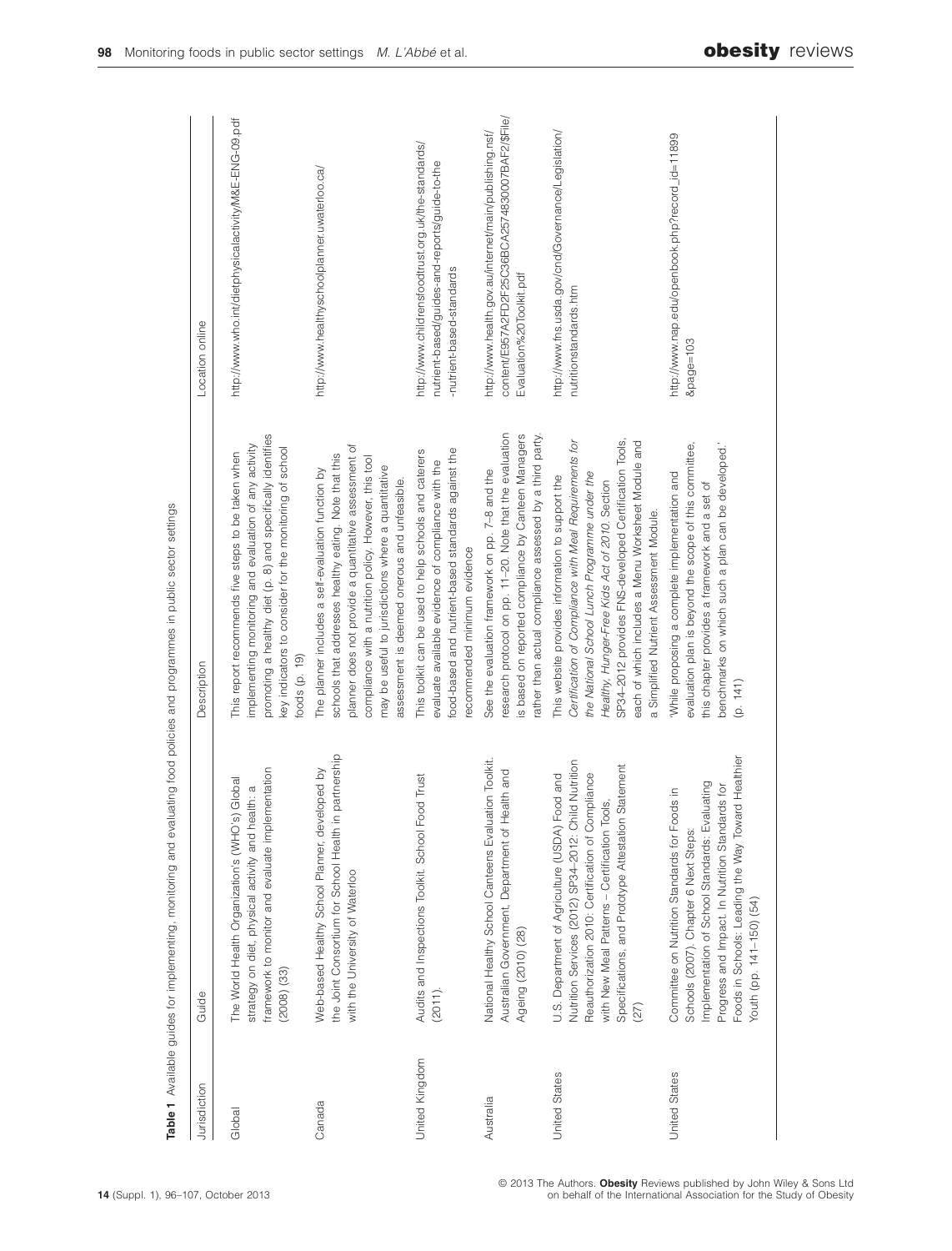**Table 1** Available guides for implementing, monitoring and evaluating food policies and programmes in public sector settings

| Jurisdiction | Guide | Description | Location online |
|---|---|---|---|
| Global | The World Health Organization's (WHO's) Global strategy on diet, physical activity and health: a framework to monitor and evaluate implementation (2008) (33) | This report recommends five steps to be taken when implementing monitoring and evaluation of any activity promoting a healthy diet (p. 8) and specifically identifies key indicators to consider for the monitoring of school foods (p. 19) | http://www.who.int/dietphysicalactivity/M&E-ENG-09.pdf |
| Canada | Web-based Healthy School Planner, developed by the Joint Consortium for School Health in partnership with the University of Waterloo | The planner includes a self-evaluation function by schools that addresses healthy eating. Note that this planner does not provide a quantitative assessment of compliance with a nutrition policy. However, this tool may be useful to jurisdictions where a quantitative assessment is deemed onerous and unfeasible. | http://www.healthyschoolplanner.uwaterloo.ca/ |
| United Kingdom | Audits and Inspections Toolkit. School Food Trust (2011). | This toolkit can be used to help schools and caterers evaluate available evidence of compliance with the food-based and nutrient-based standards against the recommended minimum evidence | http://www.childrensfoodtrust.org.uk/the-standards/nutrient-based/guides-and-reports/guide-to-the-nutrient-based-standards |
| Australia | National Healthy School Canteens Evaluation Toolkit. Australian Government, Department of Health and Ageing (2010) (28) | See the evaluation framework on pp. 7–8 and the research protocol on pp. 11–20. Note that the evaluation is based on reported compliance by Canteen Managers rather than actual compliance assessed by a third party. | http://www.health.gov.au/internet/main/publishing.nsf/content/E957A2FD2F25C36BCA257483000 7BAF2/$File/Evaluation%20Toolkit.pdf |
| United States | U.S. Department of Agriculture (USDA) Food and Nutrition Services (2012) SP34–2012: Child Nutrition Reauthorization 2010: Certification of Compliance with New Meal Patterns – Certification Tools, Specifications, and Prototype Attestation Statement (27) | This website provides information to support the *Certification of Compliance with Meal Requirements for the National School Lunch Programme under the Healthy, Hunger-Free Kids Act of 2010.* Section SP34–2012 provides FNS-developed Certification Tools, each of which includes a Menu Worksheet Module and a Simplified Nutrient Assessment Module. | http://www.fns.usda.gov/cnd/Governance/Legislation/nutritionstandards.htm |
| United States | Committee on Nutrition Standards for Foods in Schools (2007). Chapter 6 Next Steps: Implementation of School Standards: Evaluating Progress and Impact. In Nutrition Standards for Foods in Schools: Leading the Way Toward Healthier Youth (pp. 141–150) (54) | 'While proposing a complete implementation and evaluation plan is beyond the scope of this committee, this chapter provides a framework and a set of benchmarks on which such a plan can be developed.' (p. 141) | http://www.nap.edu/openbook.php?record_id=11899&page=103 |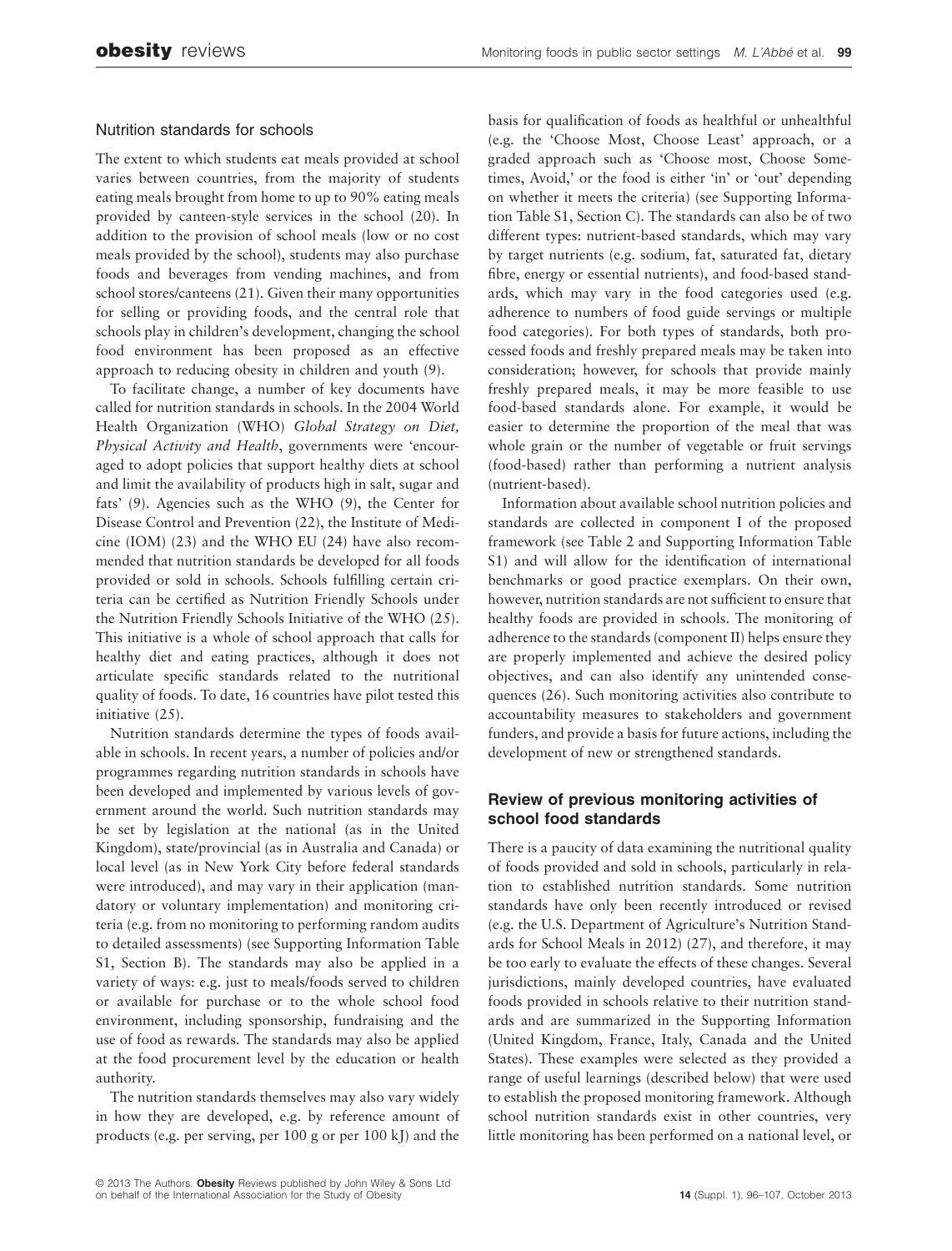### Nutrition standards for schools

The extent to which students eat meals provided at school varies between countries, from the majority of students eating meals brought from home to up to 90% eating meals provided by canteen-style services in the school (20). In addition to the provision of school meals (low or no cost meals provided by the school), students may also purchase foods and beverages from vending machines, and from school stores/canteens (21). Given their many opportunities for selling or providing foods, and the central role that schools play in children's development, changing the school food environment has been proposed as an effective approach to reducing obesity in children and youth (9).

To facilitate change, a number of key documents have called for nutrition standards in schools. In the 2004 World Health Organization (WHO) *Global Strategy on Diet, Physical Activity and Health*, governments were 'encouraged to adopt policies that support healthy diets at school and limit the availability of products high in salt, sugar and fats' (9). Agencies such as the WHO (9), the Center for Disease Control and Prevention (22), the Institute of Medicine (IOM) (23) and the WHO EU (24) have also recommended that nutrition standards be developed for all foods provided or sold in schools. Schools fulfilling certain criteria can be certified as Nutrition Friendly Schools under the Nutrition Friendly Schools Initiative of the WHO (25). This initiative is a whole of school approach that calls for healthy diet and eating practices, although it does not articulate specific standards related to the nutritional quality of foods. To date, 16 countries have pilot tested this initiative (25).

Nutrition standards determine the types of foods available in schools. In recent years, a number of policies and/or programmes regarding nutrition standards in schools have been developed and implemented by various levels of government around the world. Such nutrition standards may be set by legislation at the national (as in the United Kingdom), state/provincial (as in Australia and Canada) or local level (as in New York City before federal standards were introduced), and may vary in their application (mandatory or voluntary implementation) and monitoring criteria (e.g. from no monitoring to performing random audits to detailed assessments) (see Supporting Information Table S1, Section B). The standards may also be applied in a variety of ways: e.g. just to meals/foods served to children or available for purchase or to the whole school food environment, including sponsorship, fundraising and the use of food as rewards. The standards may also be applied at the food procurement level by the education or health authority.

The nutrition standards themselves may also vary widely in how they are developed, e.g. by reference amount of products (e.g. per serving, per 100 g or per 100 kJ) and the basis for qualification of foods as healthful or unhealthful (e.g. the 'Choose Most, Choose Least' approach, or a graded approach such as 'Choose most, Choose Sometimes, Avoid,' or the food is either 'in' or 'out' depending on whether it meets the criteria) (see Supporting Information Table S1, Section C). The standards can also be of two different types: nutrient-based standards, which may vary by target nutrients (e.g. sodium, fat, saturated fat, dietary fibre, energy or essential nutrients), and food-based standards, which may vary in the food categories used (e.g. adherence to numbers of food guide servings or multiple food categories). For both types of standards, both processed foods and freshly prepared meals may be taken into consideration; however, for schools that provide mainly freshly prepared meals, it may be more feasible to use food-based standards alone. For example, it would be easier to determine the proportion of the meal that was whole grain or the number of vegetable or fruit servings (food-based) rather than performing a nutrient analysis (nutrient-based).

Information about available school nutrition policies and standards are collected in component I of the proposed framework (see Table 2 and Supporting Information Table S1) and will allow for the identification of international benchmarks or good practice exemplars. On their own, however, nutrition standards are not sufficient to ensure that healthy foods are provided in schools. The monitoring of adherence to the standards (component II) helps ensure they are properly implemented and achieve the desired policy objectives, and can also identify any unintended consequences (26). Such monitoring activities also contribute to accountability measures to stakeholders and government funders, and provide a basis for future actions, including the development of new or strengthened standards.

### Review of previous monitoring activities of school food standards

There is a paucity of data examining the nutritional quality of foods provided and sold in schools, particularly in relation to established nutrition standards. Some nutrition standards have only been recently introduced or revised (e.g. the U.S. Department of Agriculture's Nutrition Standards for School Meals in 2012) (27), and therefore, it may be too early to evaluate the effects of these changes. Several jurisdictions, mainly developed countries, have evaluated foods provided in schools relative to their nutrition standards and are summarized in the Supporting Information (United Kingdom, France, Italy, Canada and the United States). These examples were selected as they provided a range of useful learnings (described below) that were used to establish the proposed monitoring framework. Although school nutrition standards exist in other countries, very little monitoring has been performed on a national level, or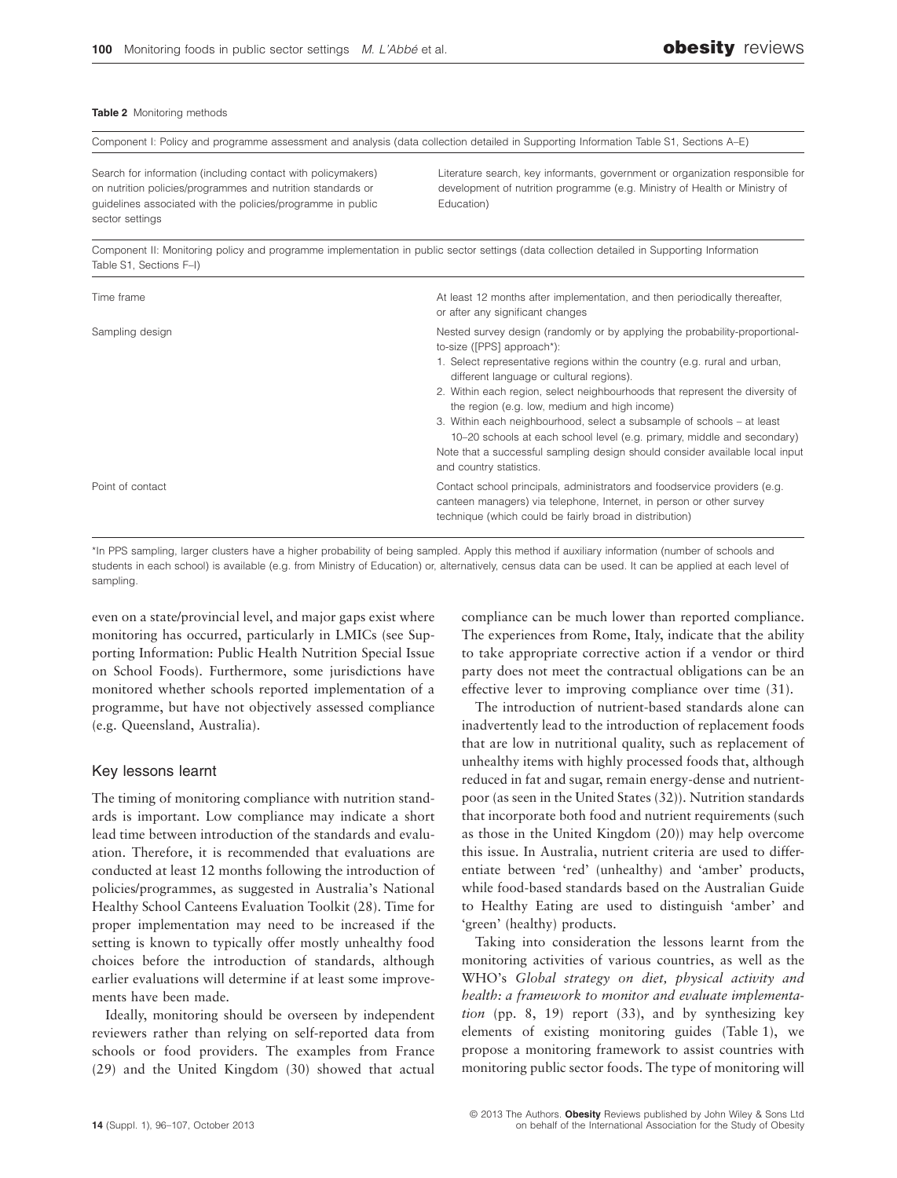**Table 2** Monitoring methods

| | |
|---|---|
| Component I: Policy and programme assessment and analysis (data collection detailed in Supporting Information Table S1, Sections A–E) | |
| Search for information (including contact with policymakers) on nutrition policies/programmes and nutrition standards or guidelines associated with the policies/programme in public sector settings | Literature search, key informants, government or organization responsible for development of nutrition programme (e.g. Ministry of Health or Ministry of Education) |
| Component II: Monitoring policy and programme implementation in public sector settings (data collection detailed in Supporting Information Table S1, Sections F–I) | |
| Time frame | At least 12 months after implementation, and then periodically thereafter, or after any significant changes |
| Sampling design | Nested survey design (randomly or by applying the probability-proportional-to-size ([PPS] approach*): 1. Select representative regions within the country (e.g. rural and urban, different language or cultural regions). 2. Within each region, select neighbourhoods that represent the diversity of the region (e.g. low, medium and high income) 3. Within each neighbourhood, select a subsample of schools – at least 10–20 schools at each school level (e.g. primary, middle and secondary) Note that a successful sampling design should consider available local input and country statistics. |
| Point of contact | Contact school principals, administrators and foodservice providers (e.g. canteen managers) via telephone, Internet, in person or other survey technique (which could be fairly broad in distribution) |

*In PPS sampling, larger clusters have a higher probability of being sampled. Apply this method if auxiliary information (number of schools and students in each school) is available (e.g. from Ministry of Education) or, alternatively, census data can be used. It can be applied at each level of sampling.

even on a state/provincial level, and major gaps exist where monitoring has occurred, particularly in LMICs (see Supporting Information: Public Health Nutrition Special Issue on School Foods). Furthermore, some jurisdictions have monitored whether schools reported implementation of a programme, but have not objectively assessed compliance (e.g. Queensland, Australia).

## Key lessons learnt

The timing of monitoring compliance with nutrition standards is important. Low compliance may indicate a short lead time between introduction of the standards and evaluation. Therefore, it is recommended that evaluations are conducted at least 12 months following the introduction of policies/programmes, as suggested in Australia's National Healthy School Canteens Evaluation Toolkit (28). Time for proper implementation may need to be increased if the setting is known to typically offer mostly unhealthy food choices before the introduction of standards, although earlier evaluations will determine if at least some improvements have been made.

Ideally, monitoring should be overseen by independent reviewers rather than relying on self-reported data from schools or food providers. The examples from France (29) and the United Kingdom (30) showed that actual compliance can be much lower than reported compliance. The experiences from Rome, Italy, indicate that the ability to take appropriate corrective action if a vendor or third party does not meet the contractual obligations can be an effective lever to improving compliance over time (31).

The introduction of nutrient-based standards alone can inadvertently lead to the introduction of replacement foods that are low in nutritional quality, such as replacement of unhealthy items with highly processed foods that, although reduced in fat and sugar, remain energy-dense and nutrient-poor (as seen in the United States (32)). Nutrition standards that incorporate both food and nutrient requirements (such as those in the United Kingdom (20)) may help overcome this issue. In Australia, nutrient criteria are used to differentiate between 'red' (unhealthy) and 'amber' products, while food-based standards based on the Australian Guide to Healthy Eating are used to distinguish 'amber' and 'green' (healthy) products.

Taking into consideration the lessons learnt from the monitoring activities of various countries, as well as the WHO's *Global strategy on diet, physical activity and health: a framework to monitor and evaluate implementation* (pp. 8, 19) report (33), and by synthesizing key elements of existing monitoring guides (Table 1), we propose a monitoring framework to assist countries with monitoring public sector foods. The type of monitoring will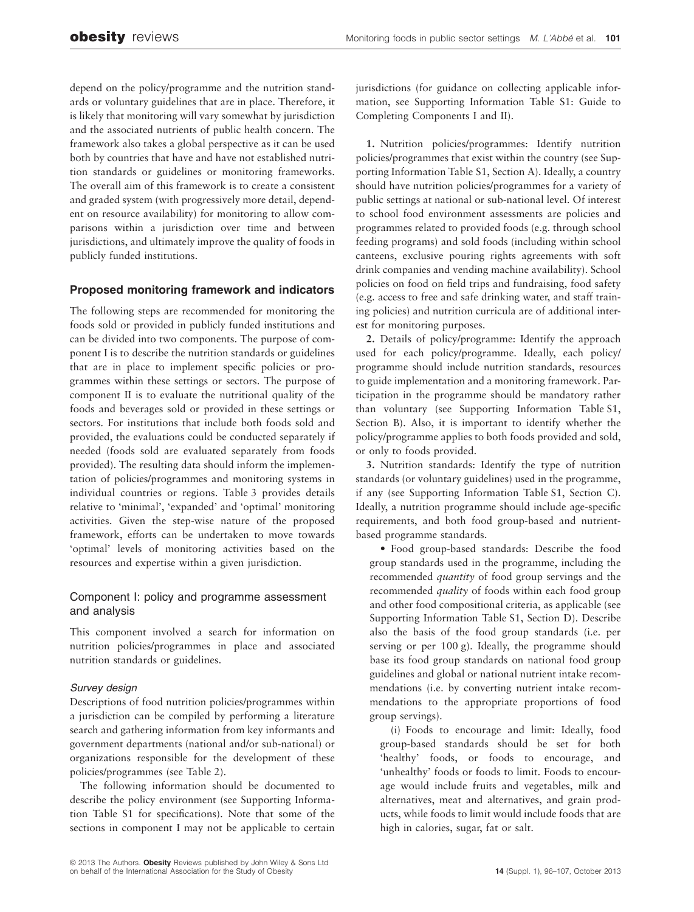depend on the policy/programme and the nutrition standards or voluntary guidelines that are in place. Therefore, it is likely that monitoring will vary somewhat by jurisdiction and the associated nutrients of public health concern. The framework also takes a global perspective as it can be used both by countries that have and have not established nutrition standards or guidelines or monitoring frameworks. The overall aim of this framework is to create a consistent and graded system (with progressively more detail, dependent on resource availability) for monitoring to allow comparisons within a jurisdiction over time and between jurisdictions, and ultimately improve the quality of foods in publicly funded institutions.

## Proposed monitoring framework and indicators

The following steps are recommended for monitoring the foods sold or provided in publicly funded institutions and can be divided into two components. The purpose of component I is to describe the nutrition standards or guidelines that are in place to implement specific policies or programmes within these settings or sectors. The purpose of component II is to evaluate the nutritional quality of the foods and beverages sold or provided in these settings or sectors. For institutions that include both foods sold and provided, the evaluations could be conducted separately if needed (foods sold are evaluated separately from foods provided). The resulting data should inform the implementation of policies/programmes and monitoring systems in individual countries or regions. Table 3 provides details relative to 'minimal', 'expanded' and 'optimal' monitoring activities. Given the step-wise nature of the proposed framework, efforts can be undertaken to move towards 'optimal' levels of monitoring activities based on the resources and expertise within a given jurisdiction.

### Component I: policy and programme assessment and analysis

This component involved a search for information on nutrition policies/programmes in place and associated nutrition standards or guidelines.

#### *Survey design*

Descriptions of food nutrition policies/programmes within a jurisdiction can be compiled by performing a literature search and gathering information from key informants and government departments (national and/or sub-national) or organizations responsible for the development of these policies/programmes (see Table 2).

The following information should be documented to describe the policy environment (see Supporting Information Table S1 for specifications). Note that some of the sections in component I may not be applicable to certain jurisdictions (for guidance on collecting applicable information, see Supporting Information Table S1: Guide to Completing Components I and II).

**1.** Nutrition policies/programmes: Identify nutrition policies/programmes that exist within the country (see Supporting Information Table S1, Section A). Ideally, a country should have nutrition policies/programmes for a variety of public settings at national or sub-national level. Of interest to school food environment assessments are policies and programmes related to provided foods (e.g. through school feeding programs) and sold foods (including within school canteens, exclusive pouring rights agreements with soft drink companies and vending machine availability). School policies on food on field trips and fundraising, food safety (e.g. access to free and safe drinking water, and staff training policies) and nutrition curricula are of additional interest for monitoring purposes.

**2.** Details of policy/programme: Identify the approach used for each policy/programme. Ideally, each policy/programme should include nutrition standards, resources to guide implementation and a monitoring framework. Participation in the programme should be mandatory rather than voluntary (see Supporting Information Table S1, Section B). Also, it is important to identify whether the policy/programme applies to both foods provided and sold, or only to foods provided.

**3.** Nutrition standards: Identify the type of nutrition standards (or voluntary guidelines) used in the programme, if any (see Supporting Information Table S1, Section C). Ideally, a nutrition programme should include age-specific requirements, and both food group-based and nutrient-based programme standards.

- Food group-based standards: Describe the food group standards used in the programme, including the recommended *quantity* of food group servings and the recommended *quality* of foods within each food group and other food compositional criteria, as applicable (see Supporting Information Table S1, Section D). Describe also the basis of the food group standards (i.e. per serving or per 100 g). Ideally, the programme should base its food group standards on national food group guidelines and global or national nutrient intake recommendations (i.e. by converting nutrient intake recommendations to the appropriate proportions of food group servings).

  (i) Foods to encourage and limit: Ideally, food group-based standards should be set for both 'healthy' foods, or foods to encourage, and 'unhealthy' foods or foods to limit. Foods to encourage would include fruits and vegetables, milk and alternatives, meat and alternatives, and grain products, while foods to limit would include foods that are high in calories, sugar, fat or salt.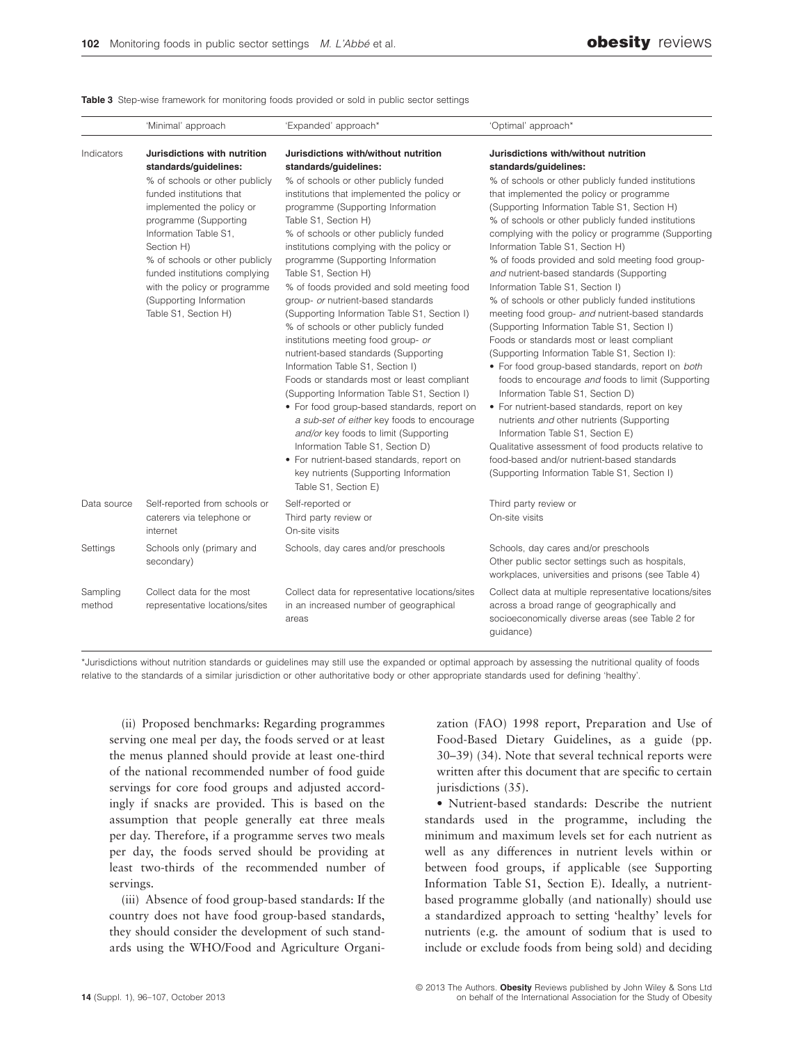**Table 3** Step-wise framework for monitoring foods provided or sold in public sector settings

| | 'Minimal' approach | 'Expanded' approach* | 'Optimal' approach* |
|---|---|---|---|
| Indicators | **Jurisdictions with nutrition standards/guidelines:**<br>% of schools or other publicly funded institutions that implemented the policy or programme (Supporting Information Table S1, Section H)<br>% of schools or other publicly funded institutions complying with the policy or programme (Supporting Information Table S1, Section H) | **Jurisdictions with/without nutrition standards/guidelines:**<br>% of schools or other publicly funded institutions that implemented the policy or programme (Supporting Information Table S1, Section H)<br>% of schools or other publicly funded institutions complying with the policy or programme (Supporting Information Table S1, Section H)<br>% of foods provided and sold meeting food group- *or* nutrient-based standards (Supporting Information Table S1, Section I)<br>% of schools or other publicly funded institutions meeting food group- *or* nutrient-based standards (Supporting Information Table S1, Section I)<br>Foods or standards most or least compliant (Supporting Information Table S1, Section I)<br>• For food group-based standards, report on *a sub-set of either* key foods to encourage *and/or* key foods to limit (Supporting Information Table S1, Section D)<br>• For nutrient-based standards, report on key nutrients (Supporting Information Table S1, Section E) | **Jurisdictions with/without nutrition standards/guidelines:**<br>% of schools or other publicly funded institutions that implemented the policy or programme (Supporting Information Table S1, Section H)<br>% of schools or other publicly funded institutions complying with the policy or programme (Supporting Information Table S1, Section H)<br>% of foods provided and sold meeting food group- *and* nutrient-based standards (Supporting Information Table S1, Section I)<br>% of schools or other publicly funded institutions meeting food group- *and* nutrient-based standards (Supporting Information Table S1, Section I)<br>Foods or standards most or least compliant (Supporting Information Table S1, Section I):<br>• For food group-based standards, report on *both* foods to encourage *and* foods to limit (Supporting Information Table S1, Section D)<br>• For nutrient-based standards, report on key nutrients *and* other nutrients (Supporting Information Table S1, Section E)<br>Qualitative assessment of food products relative to food-based and/or nutrient-based standards (Supporting Information Table S1, Section I) |
| Data source | Self-reported from schools or caterers via telephone or internet | Self-reported or<br>Third party review or<br>On-site visits | Third party review or<br>On-site visits |
| Settings | Schools only (primary and secondary) | Schools, day cares and/or preschools | Schools, day cares and/or preschools<br>Other public sector settings such as hospitals, workplaces, universities and prisons (see Table 4) |
| Sampling method | Collect data for the most representative locations/sites | Collect data for representative locations/sites in an increased number of geographical areas | Collect data at multiple representative locations/sites across a broad range of geographically and socioeconomically diverse areas (see Table 2 for guidance) |

*Jurisdictions without nutrition standards or guidelines may still use the expanded or optimal approach by assessing the nutritional quality of foods relative to the standards of a similar jurisdiction or other authoritative body or other appropriate standards used for defining 'healthy'.

(ii) Proposed benchmarks: Regarding programmes serving one meal per day, the foods served or at least the menus planned should provide at least one-third of the national recommended number of food guide servings for core food groups and adjusted accordingly if snacks are provided. This is based on the assumption that people generally eat three meals per day. Therefore, if a programme serves two meals per day, the foods served should be providing at least two-thirds of the recommended number of servings.

(iii) Absence of food group-based standards: If the country does not have food group-based standards, they should consider the development of such standards using the WHO/Food and Agriculture Organization (FAO) 1998 report, Preparation and Use of Food-Based Dietary Guidelines, as a guide (pp. 30–39) (34). Note that several technical reports were written after this document that are specific to certain jurisdictions (35).

• Nutrient-based standards: Describe the nutrient standards used in the programme, including the minimum and maximum levels set for each nutrient as well as any differences in nutrient levels within or between food groups, if applicable (see Supporting Information Table S1, Section E). Ideally, a nutrient-based programme globally (and nationally) should use a standardized approach to setting 'healthy' levels for nutrients (e.g. the amount of sodium that is used to include or exclude foods from being sold) and deciding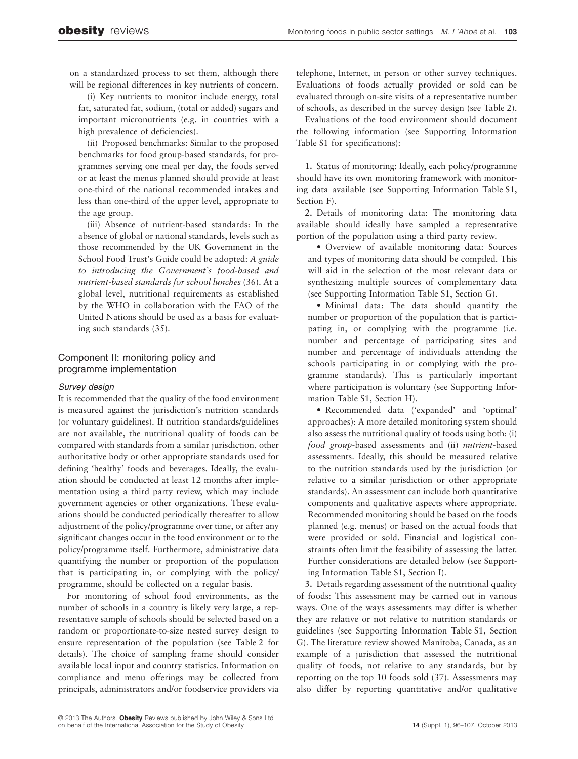on a standardized process to set them, although there will be regional differences in key nutrients of concern.

(i) Key nutrients to monitor include energy, total fat, saturated fat, sodium, (total or added) sugars and important micronutrients (e.g. in countries with a high prevalence of deficiencies).

(ii) Proposed benchmarks: Similar to the proposed benchmarks for food group-based standards, for programmes serving one meal per day, the foods served or at least the menus planned should provide at least one-third of the national recommended intakes and less than one-third of the upper level, appropriate to the age group.

(iii) Absence of nutrient-based standards: In the absence of global or national standards, levels such as those recommended by the UK Government in the School Food Trust's Guide could be adopted: *A guide to introducing the Government's food-based and nutrient-based standards for school lunches* (36). At a global level, nutritional requirements as established by the WHO in collaboration with the FAO of the United Nations should be used as a basis for evaluating such standards (35).

## Component II: monitoring policy and programme implementation

### *Survey design*

It is recommended that the quality of the food environment is measured against the jurisdiction's nutrition standards (or voluntary guidelines). If nutrition standards/guidelines are not available, the nutritional quality of foods can be compared with standards from a similar jurisdiction, other authoritative body or other appropriate standards used for defining 'healthy' foods and beverages. Ideally, the evaluation should be conducted at least 12 months after implementation using a third party review, which may include government agencies or other organizations. These evaluations should be conducted periodically thereafter to allow adjustment of the policy/programme over time, or after any significant changes occur in the food environment or to the policy/programme itself. Furthermore, administrative data quantifying the number or proportion of the population that is participating in, or complying with the policy/programme, should be collected on a regular basis.

For monitoring of school food environments, as the number of schools in a country is likely very large, a representative sample of schools should be selected based on a random or proportionate-to-size nested survey design to ensure representation of the population (see Table 2 for details). The choice of sampling frame should consider available local input and country statistics. Information on compliance and menu offerings may be collected from principals, administrators and/or foodservice providers via telephone, Internet, in person or other survey techniques. Evaluations of foods actually provided or sold can be evaluated through on-site visits of a representative number of schools, as described in the survey design (see Table 2).

Evaluations of the food environment should document the following information (see Supporting Information Table S1 for specifications):

**1.** Status of monitoring: Ideally, each policy/programme should have its own monitoring framework with monitoring data available (see Supporting Information Table S1, Section F).

**2.** Details of monitoring data: The monitoring data available should ideally have sampled a representative portion of the population using a third party review.

- Overview of available monitoring data: Sources and types of monitoring data should be compiled. This will aid in the selection of the most relevant data or synthesizing multiple sources of complementary data (see Supporting Information Table S1, Section G).
- Minimal data: The data should quantify the number or proportion of the population that is participating in, or complying with the programme (i.e. number and percentage of participating sites and number and percentage of individuals attending the schools participating in or complying with the programme standards). This is particularly important where participation is voluntary (see Supporting Information Table S1, Section H).
- Recommended data ('expanded' and 'optimal' approaches): A more detailed monitoring system should also assess the nutritional quality of foods using both: (i) *food group*-based assessments and (ii) *nutrient*-based assessments. Ideally, this should be measured relative to the nutrition standards used by the jurisdiction (or relative to a similar jurisdiction or other appropriate standards). An assessment can include both quantitative components and qualitative aspects where appropriate. Recommended monitoring should be based on the foods planned (e.g. menus) or based on the actual foods that were provided or sold. Financial and logistical constraints often limit the feasibility of assessing the latter. Further considerations are detailed below (see Supporting Information Table S1, Section I).

**3.** Details regarding assessment of the nutritional quality of foods: This assessment may be carried out in various ways. One of the ways assessments may differ is whether they are relative or not relative to nutrition standards or guidelines (see Supporting Information Table S1, Section G). The literature review showed Manitoba, Canada, as an example of a jurisdiction that assessed the nutritional quality of foods, not relative to any standards, but by reporting on the top 10 foods sold (37). Assessments may also differ by reporting quantitative and/or qualitative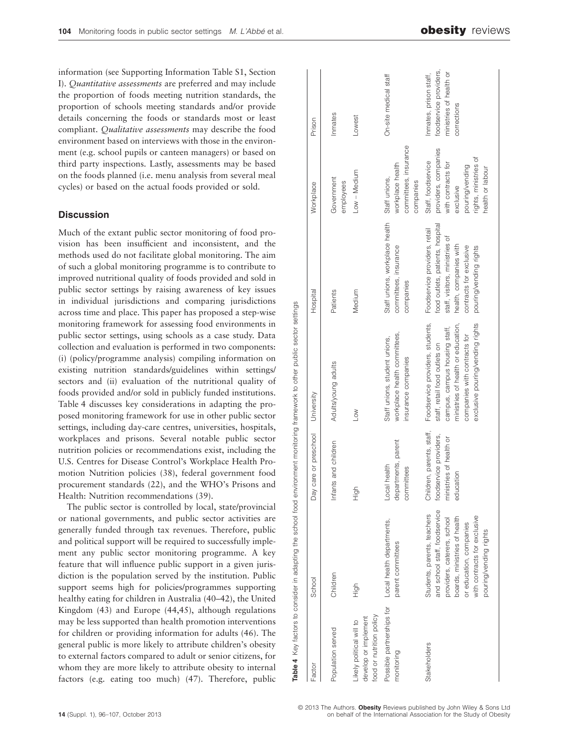information (see Supporting Information Table S1, Section I). *Quantitative assessments* are preferred and may include the proportion of foods meeting nutrition standards, the proportion of schools meeting standards and/or provide details concerning the foods or standards most or least compliant. *Qualitative assessments* may describe the food environment based on interviews with those in the environment (e.g. school pupils or canteen managers) or based on third party inspections. Lastly, assessments may be based on the foods planned (i.e. menu analysis from several meal cycles) or based on the actual foods provided or sold.

## Discussion

Much of the extant public sector monitoring of food provision has been insufficient and inconsistent, and the methods used do not facilitate global monitoring. The aim of such a global monitoring programme is to contribute to improved nutritional quality of foods provided and sold in public sector settings by raising awareness of key issues in individual jurisdictions and comparing jurisdictions across time and place. This paper has proposed a step-wise monitoring framework for assessing food environments in public sector settings, using schools as a case study. Data collection and evaluation is performed in two components: (i) (policy/programme analysis) compiling information on existing nutrition standards/guidelines within settings/sectors and (ii) evaluation of the nutritional quality of foods provided and/or sold in publicly funded institutions. Table 4 discusses key considerations in adapting the proposed monitoring framework for use in other public sector settings, including day-care centres, universities, hospitals, workplaces and prisons. Several notable public sector nutrition policies or recommendations exist, including the U.S. Centres for Disease Control's Workplace Health Promotion Nutrition policies (38), federal government food procurement standards (22), and the WHO's Prisons and Health: Nutrition recommendations (39).

The public sector is controlled by local, state/provincial or national governments, and public sector activities are generally funded through tax revenues. Therefore, public and political support will be required to successfully implement any public sector monitoring programme. A key feature that will influence public support in a given jurisdiction is the population served by the institution. Public support seems high for policies/programmes supporting healthy eating for children in Australia (40–42), the United Kingdom (43) and Europe (44,45), although regulations may be less supported than health promotion interventions for children or providing information for adults (46). The general public is more likely to attribute children's obesity to external factors compared to adult or senior citizens, for whom they are more likely to attribute obesity to internal factors (e.g. eating too much) (47). Therefore, public

**Table 4** Key factors to consider in adapting the school food environment monitoring framework to other public sector settings

| Factor | School | Day care or preschool | University | Hospital | Workplace | Prison |
|---|---|---|---|---|---|---|
| Population served | Children | Infants and children | Adults/young adults | Patients | Government employees | Inmates |
| Likely political will to develop or implement food or nutrition policy | High | High | Low | Medium | Low – Medium | Lowest |
| Possible partnerships for monitoring | Local health departments, parent committees | Local health departments, parent committees | Staff unions, student unions, workplace health committees, insurance companies | Staff unions, workplace health committees, insurance companies | Staff unions, workplace health committees, insurance companies | On-site medical staff |
| Stakeholders | Students, parents, teachers and school staff, foodservice providers, caterers, school boards, ministries of health or education, companies with contracts for exclusive pouring/vending rights | Children, parents, staff, foodservice providers, ministries of health or education | Foodservice providers, students, staff, retail food outlets on campus, campus housing staff, ministries of health or education, companies with contracts for exclusive pouring/vending rights | Foodservice providers, retail food outlets, patients, hospital staff, visitors, ministries of health, companies with contracts for exclusive pouring/vending rights | Staff, foodservice providers, companies with contracts for exclusive pouring/vending rights, ministries of health or labour | Inmates, prison staff, foodservice providers, ministries of health or corrections |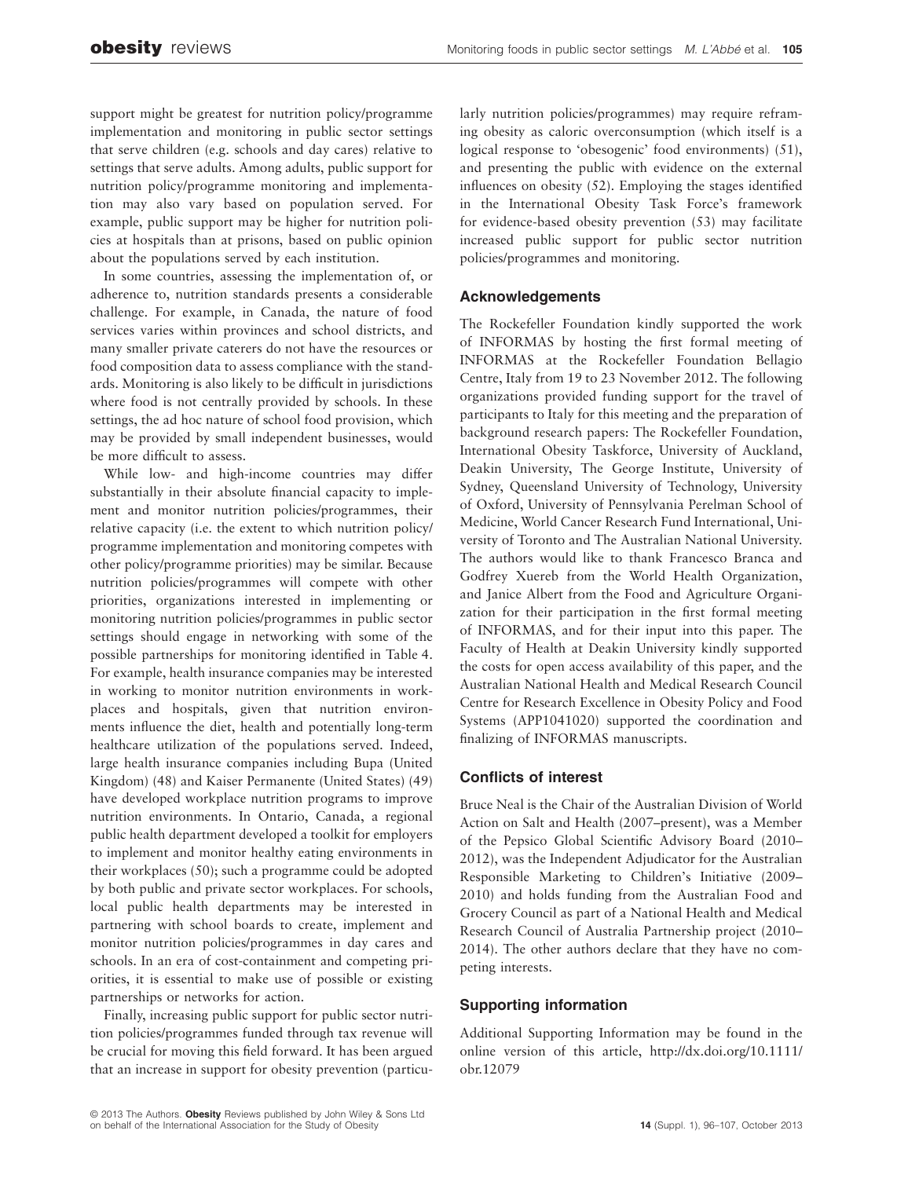support might be greatest for nutrition policy/programme implementation and monitoring in public sector settings that serve children (e.g. schools and day cares) relative to settings that serve adults. Among adults, public support for nutrition policy/programme monitoring and implementation may also vary based on population served. For example, public support may be higher for nutrition policies at hospitals than at prisons, based on public opinion about the populations served by each institution.

In some countries, assessing the implementation of, or adherence to, nutrition standards presents a considerable challenge. For example, in Canada, the nature of food services varies within provinces and school districts, and many smaller private caterers do not have the resources or food composition data to assess compliance with the standards. Monitoring is also likely to be difficult in jurisdictions where food is not centrally provided by schools. In these settings, the ad hoc nature of school food provision, which may be provided by small independent businesses, would be more difficult to assess.

While low- and high-income countries may differ substantially in their absolute financial capacity to implement and monitor nutrition policies/programmes, their relative capacity (i.e. the extent to which nutrition policy/programme implementation and monitoring competes with other policy/programme priorities) may be similar. Because nutrition policies/programmes will compete with other priorities, organizations interested in implementing or monitoring nutrition policies/programmes in public sector settings should engage in networking with some of the possible partnerships for monitoring identified in Table 4. For example, health insurance companies may be interested in working to monitor nutrition environments in workplaces and hospitals, given that nutrition environments influence the diet, health and potentially long-term healthcare utilization of the populations served. Indeed, large health insurance companies including Bupa (United Kingdom) (48) and Kaiser Permanente (United States) (49) have developed workplace nutrition programs to improve nutrition environments. In Ontario, Canada, a regional public health department developed a toolkit for employers to implement and monitor healthy eating environments in their workplaces (50); such a programme could be adopted by both public and private sector workplaces. For schools, local public health departments may be interested in partnering with school boards to create, implement and monitor nutrition policies/programmes in day cares and schools. In an era of cost-containment and competing priorities, it is essential to make use of possible or existing partnerships or networks for action.

Finally, increasing public support for public sector nutrition policies/programmes funded through tax revenue will be crucial for moving this field forward. It has been argued that an increase in support for obesity prevention (particularly nutrition policies/programmes) may require reframing obesity as caloric overconsumption (which itself is a logical response to 'obesogenic' food environments) (51), and presenting the public with evidence on the external influences on obesity (52). Employing the stages identified in the International Obesity Task Force's framework for evidence-based obesity prevention (53) may facilitate increased public support for public sector nutrition policies/programmes and monitoring.

## Acknowledgements

The Rockefeller Foundation kindly supported the work of INFORMAS by hosting the first formal meeting of INFORMAS at the Rockefeller Foundation Bellagio Centre, Italy from 19 to 23 November 2012. The following organizations provided funding support for the travel of participants to Italy for this meeting and the preparation of background research papers: The Rockefeller Foundation, International Obesity Taskforce, University of Auckland, Deakin University, The George Institute, University of Sydney, Queensland University of Technology, University of Oxford, University of Pennsylvania Perelman School of Medicine, World Cancer Research Fund International, University of Toronto and The Australian National University. The authors would like to thank Francesco Branca and Godfrey Xuereb from the World Health Organization, and Janice Albert from the Food and Agriculture Organization for their participation in the first formal meeting of INFORMAS, and for their input into this paper. The Faculty of Health at Deakin University kindly supported the costs for open access availability of this paper, and the Australian National Health and Medical Research Council Centre for Research Excellence in Obesity Policy and Food Systems (APP1041020) supported the coordination and finalizing of INFORMAS manuscripts.

## Conflicts of interest

Bruce Neal is the Chair of the Australian Division of World Action on Salt and Health (2007–present), was a Member of the Pepsico Global Scientific Advisory Board (2010–2012), was the Independent Adjudicator for the Australian Responsible Marketing to Children's Initiative (2009–2010) and holds funding from the Australian Food and Grocery Council as part of a National Health and Medical Research Council of Australia Partnership project (2010–2014). The other authors declare that they have no competing interests.

## Supporting information

Additional Supporting Information may be found in the online version of this article, http://dx.doi.org/10.1111/obr.12079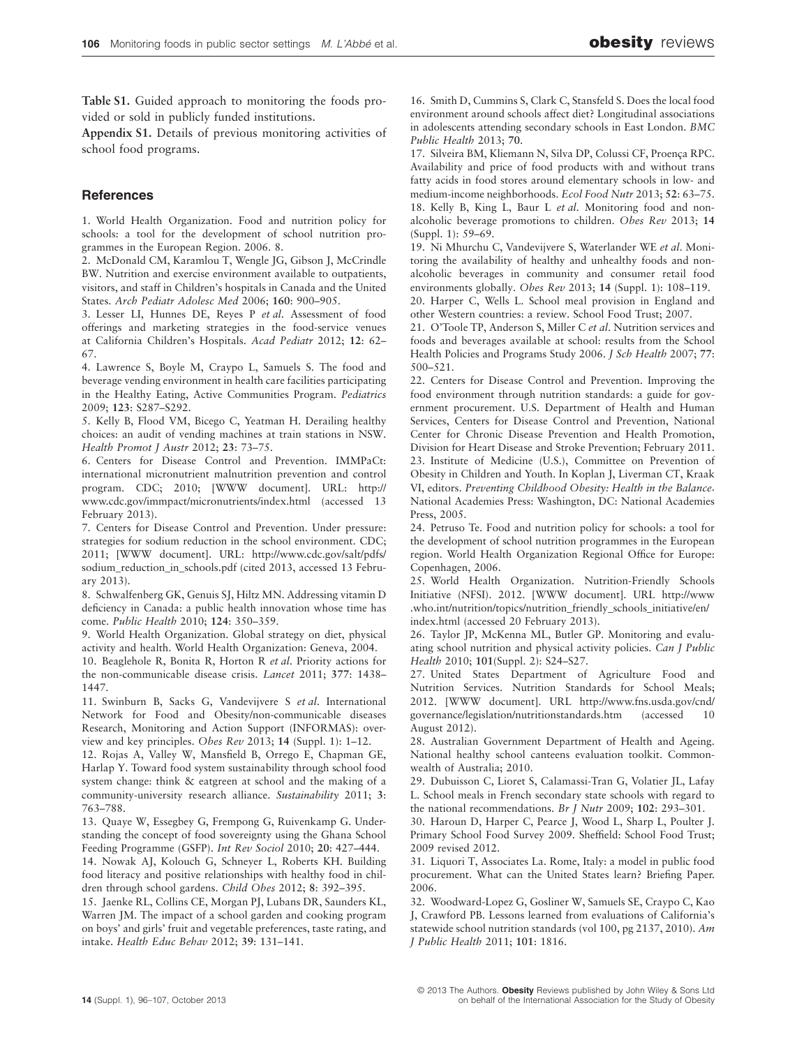**Table S1.** Guided approach to monitoring the foods provided or sold in publicly funded institutions.

**Appendix S1.** Details of previous monitoring activities of school food programs.

## References

1. World Health Organization. Food and nutrition policy for schools: a tool for the development of school nutrition programmes in the European Region. 2006. 8.
2. McDonald CM, Karamlou T, Wengle JG, Gibson J, McCrindle BW. Nutrition and exercise environment available to outpatients, visitors, and staff in Children's hospitals in Canada and the United States. *Arch Pediatr Adolesc Med* 2006; **160**: 900–905.
3. Lesser LI, Hunnes DE, Reyes P *et al*. Assessment of food offerings and marketing strategies in the food-service venues at California Children's Hospitals. *Acad Pediatr* 2012; **12**: 62–67.
4. Lawrence S, Boyle M, Craypo L, Samuels S. The food and beverage vending environment in health care facilities participating in the Healthy Eating, Active Communities Program. *Pediatrics* 2009; **123**: S287–S292.
5. Kelly B, Flood VM, Bicego C, Yeatman H. Derailing healthy choices: an audit of vending machines at train stations in NSW. *Health Promot J Austr* 2012; **23**: 73–75.
6. Centers for Disease Control and Prevention. IMMPaCt: international micronutrient malnutrition prevention and control program. CDC; 2010; [WWW document]. URL: http://www.cdc.gov/immpact/micronutrients/index.html (accessed 13 February 2013).
7. Centers for Disease Control and Prevention. Under pressure: strategies for sodium reduction in the school environment. CDC; 2011; [WWW document]. URL: http://www.cdc.gov/salt/pdfs/sodium_reduction_in_schools.pdf (cited 2013, accessed 13 February 2013).
8. Schwalfenberg GK, Genuis SJ, Hiltz MN. Addressing vitamin D deficiency in Canada: a public health innovation whose time has come. *Public Health* 2010; **124**: 350–359.
9. World Health Organization. Global strategy on diet, physical activity and health. World Health Organization: Geneva, 2004.
10. Beaglehole R, Bonita R, Horton R *et al*. Priority actions for the non-communicable disease crisis. *Lancet* 2011; **377**: 1438–1447.
11. Swinburn B, Sacks G, Vandevijvere S *et al*. International Network for Food and Obesity/non-communicable diseases Research, Monitoring and Action Support (INFORMAS): overview and key principles. *Obes Rev* 2013; **14** (Suppl. 1): 1–12.
12. Rojas A, Valley W, Mansfield B, Orrego E, Chapman GE, Harlap Y. Toward food system sustainability through school food system change: think & eatgreen at school and the making of a community-university research alliance. *Sustainability* 2011; **3**: 763–788.
13. Quaye W, Essegbey G, Frempong G, Ruivenkamp G. Understanding the concept of food sovereignty using the Ghana School Feeding Programme (GSFP). *Int Rev Sociol* 2010; **20**: 427–444.
14. Nowak AJ, Kolouch G, Schneyer L, Roberts KH. Building food literacy and positive relationships with healthy food in children through school gardens. *Child Obes* 2012; **8**: 392–395.
15. Jaenke RL, Collins CE, Morgan PJ, Lubans DR, Saunders KL, Warren JM. The impact of a school garden and cooking program on boys' and girls' fruit and vegetable preferences, taste rating, and intake. *Health Educ Behav* 2012; **39**: 131–141.
16. Smith D, Cummins S, Clark C, Stansfeld S. Does the local food environment around schools affect diet? Longitudinal associations in adolescents attending secondary schools in East London. *BMC Public Health* 2013; **70**.
17. Silveira BM, Kliemann N, Silva DP, Colussi CF, Proença RPC. Availability and price of food products with and without trans fatty acids in food stores around elementary schools in low- and medium-income neighborhoods. *Ecol Food Nutr* 2013; **52**: 63–75.
18. Kelly B, King L, Baur L *et al*. Monitoring food and non-alcoholic beverage promotions to children. *Obes Rev* 2013; **14** (Suppl. 1): 59–69.
19. Ni Mhurchu C, Vandevijvere S, Waterlander WE *et al*. Monitoring the availability of healthy and unhealthy foods and non-alcoholic beverages in community and consumer retail food environments globally. *Obes Rev* 2013; **14** (Suppl. 1): 108–119.
20. Harper C, Wells L. School meal provision in England and other Western countries: a review. School Food Trust; 2007.
21. O'Toole TP, Anderson S, Miller C *et al*. Nutrition services and foods and beverages available at school: results from the School Health Policies and Programs Study 2006. *J Sch Health* 2007; **77**: 500–521.
22. Centers for Disease Control and Prevention. Improving the food environment through nutrition standards: a guide for government procurement. U.S. Department of Health and Human Services, Centers for Disease Control and Prevention, National Center for Chronic Disease Prevention and Health Promotion, Division for Heart Disease and Stroke Prevention; February 2011.
23. Institute of Medicine (U.S.), Committee on Prevention of Obesity in Children and Youth. In Koplan J, Liverman CT, Kraak VI, editors. *Preventing Childhood Obesity: Health in the Balance*. National Academies Press: Washington, DC: National Academies Press, 2005.
24. Petruso Te. Food and nutrition policy for schools: a tool for the development of school nutrition programmes in the European region. World Health Organization Regional Office for Europe: Copenhagen, 2006.
25. World Health Organization. Nutrition-Friendly Schools Initiative (NFSI). 2012. [WWW document]. URL http://www.who.int/nutrition/topics/nutrition_friendly_schools_initiative/en/index.html (accessed 20 February 2013).
26. Taylor JP, McKenna ML, Butler GP. Monitoring and evaluating school nutrition and physical activity policies. *Can J Public Health* 2010; **101**(Suppl. 2): S24–S27.
27. United States Department of Agriculture Food and Nutrition Services. Nutrition Standards for School Meals; 2012. [WWW document]. URL http://www.fns.usda.gov/cnd/governance/legislation/nutritionstandards.htm (accessed 10 August 2012).
28. Australian Government Department of Health and Ageing. National healthy school canteens evaluation toolkit. Commonwealth of Australia; 2010.
29. Dubuisson C, Lioret S, Calamassi-Tran G, Volatier JL, Lafay L. School meals in French secondary state schools with regard to the national recommendations. *Br J Nutr* 2009; **102**: 293–301.
30. Haroun D, Harper C, Pearce J, Wood L, Sharp L, Poulter J. Primary School Food Survey 2009. Sheffield: School Food Trust; 2009 revised 2012.
31. Liquori T, Associates La. Rome, Italy: a model in public food procurement. What can the United States learn? Briefing Paper. 2006.
32. Woodward-Lopez G, Gosliner W, Samuels SE, Craypo C, Kao J, Crawford PB. Lessons learned from evaluations of California's statewide school nutrition standards (vol 100, pg 2137, 2010). *Am J Public Health* 2011; **101**: 1816.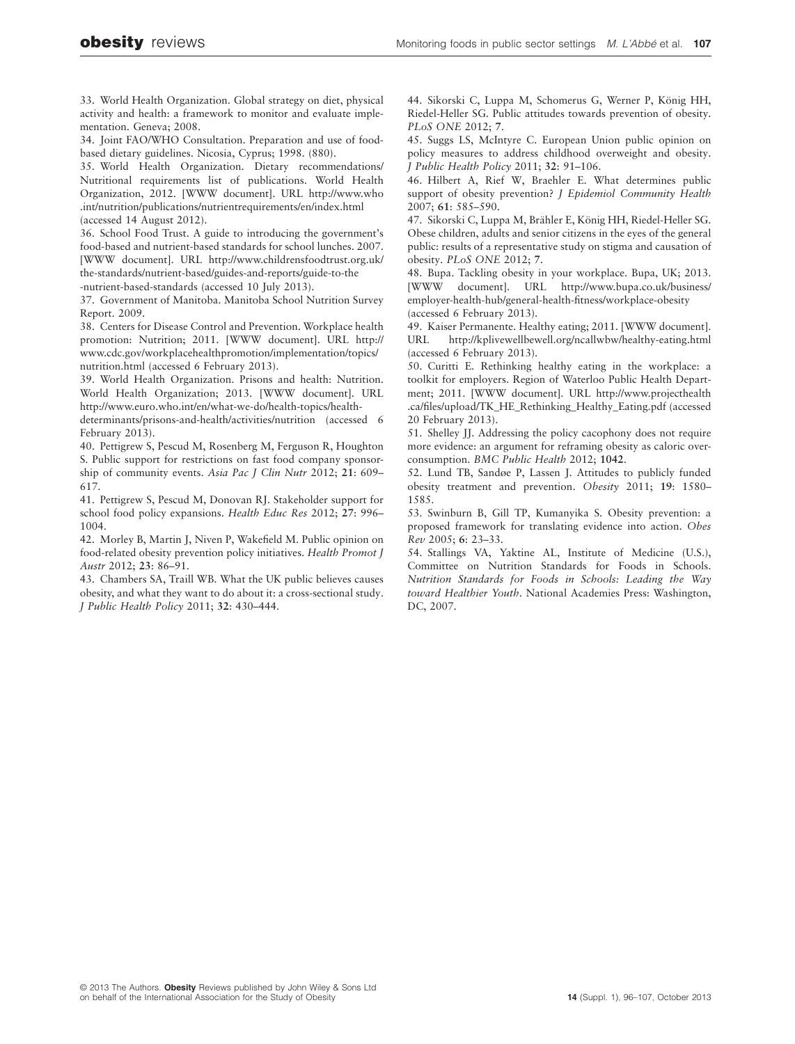33. World Health Organization. Global strategy on diet, physical activity and health: a framework to monitor and evaluate implementation. Geneva; 2008.

34. Joint FAO/WHO Consultation. Preparation and use of food-based dietary guidelines. Nicosia, Cyprus; 1998. (880).

35. World Health Organization. Dietary recommendations/ Nutritional requirements list of publications. World Health Organization, 2012. [WWW document]. URL http://www.who.int/nutrition/publications/nutrientrequirements/en/index.html (accessed 14 August 2012).

36. School Food Trust. A guide to introducing the government's food-based and nutrient-based standards for school lunches. 2007. [WWW document]. URL http://www.childrensfoodtrust.org.uk/the-standards/nutrient-based/guides-and-reports/guide-to-the-nutrient-based-standards (accessed 10 July 2013).

37. Government of Manitoba. Manitoba School Nutrition Survey Report. 2009.

38. Centers for Disease Control and Prevention. Workplace health promotion: Nutrition; 2011. [WWW document]. URL http://www.cdc.gov/workplacehealthpromotion/implementation/topics/nutrition.html (accessed 6 February 2013).

39. World Health Organization. Prisons and health: Nutrition. World Health Organization; 2013. [WWW document]. URL http://www.euro.who.int/en/what-we-do/health-topics/health-determinants/prisons-and-health/activities/nutrition (accessed 6 February 2013).

40. Pettigrew S, Pescud M, Rosenberg M, Ferguson R, Houghton S. Public support for restrictions on fast food company sponsorship of community events. *Asia Pac J Clin Nutr* 2012; **21**: 609–617.

41. Pettigrew S, Pescud M, Donovan RJ. Stakeholder support for school food policy expansions. *Health Educ Res* 2012; **27**: 996–1004.

42. Morley B, Martin J, Niven P, Wakefield M. Public opinion on food-related obesity prevention policy initiatives. *Health Promot J Austr* 2012; **23**: 86–91.

43. Chambers SA, Traill WB. What the UK public believes causes obesity, and what they want to do about it: a cross-sectional study. *J Public Health Policy* 2011; **32**: 430–444.

44. Sikorski C, Luppa M, Schomerus G, Werner P, König HH, Riedel-Heller SG. Public attitudes towards prevention of obesity. *PLoS ONE* 2012; **7**.

45. Suggs LS, McIntyre C. European Union public opinion on policy measures to address childhood overweight and obesity. *J Public Health Policy* 2011; **32**: 91–106.

46. Hilbert A, Rief W, Braehler E. What determines public support of obesity prevention? *J Epidemiol Community Health* 2007; **61**: 585–590.

47. Sikorski C, Luppa M, Brähler E, König HH, Riedel-Heller SG. Obese children, adults and senior citizens in the eyes of the general public: results of a representative study on stigma and causation of obesity. *PLoS ONE* 2012; **7**.

48. Bupa. Tackling obesity in your workplace. Bupa, UK; 2013. [WWW document]. URL http://www.bupa.co.uk/business/employer-health-hub/general-health-fitness/workplace-obesity (accessed 6 February 2013).

49. Kaiser Permanente. Healthy eating; 2011. [WWW document]. URL http://kplivewellbewell.org/ncallwbw/healthy-eating.html (accessed 6 February 2013).

50. Curitti E. Rethinking healthy eating in the workplace: a toolkit for employers. Region of Waterloo Public Health Department; 2011. [WWW document]. URL http://www.projecthealth.ca/files/upload/TK_HE_Rethinking_Healthy_Eating.pdf (accessed 20 February 2013).

51. Shelley JJ. Addressing the policy cacophony does not require more evidence: an argument for reframing obesity as caloric overconsumption. *BMC Public Health* 2012; **1042**.

52. Lund TB, Sandøe P, Lassen J. Attitudes to publicly funded obesity treatment and prevention. *Obesity* 2011; **19**: 1580–1585.

53. Swinburn B, Gill TP, Kumanyika S. Obesity prevention: a proposed framework for translating evidence into action. *Obes Rev* 2005; **6**: 23–33.

54. Stallings VA, Yaktine AL, Institute of Medicine (U.S.), Committee on Nutrition Standards for Foods in Schools. *Nutrition Standards for Foods in Schools: Leading the Way toward Healthier Youth*. National Academies Press: Washington, DC, 2007.